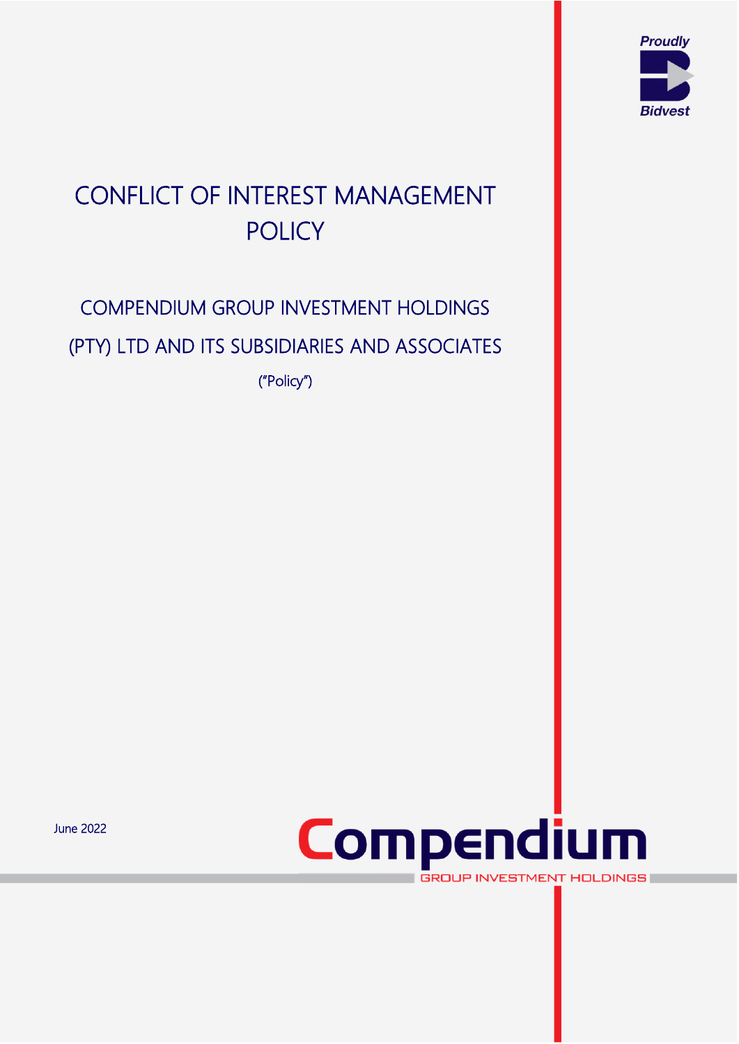Proudly Bidvest

# CONFLICT OF INTEREST MANAGEMENT POLICY

## COMPENDIUM GROUP INVESTMENT HOLDINGS (PTY) LTD AND ITS SUBSIDIARIES AND ASSOCIATES

("Policy")

June 2022

Compendium

GROUP INVESTMENT HOLDINGS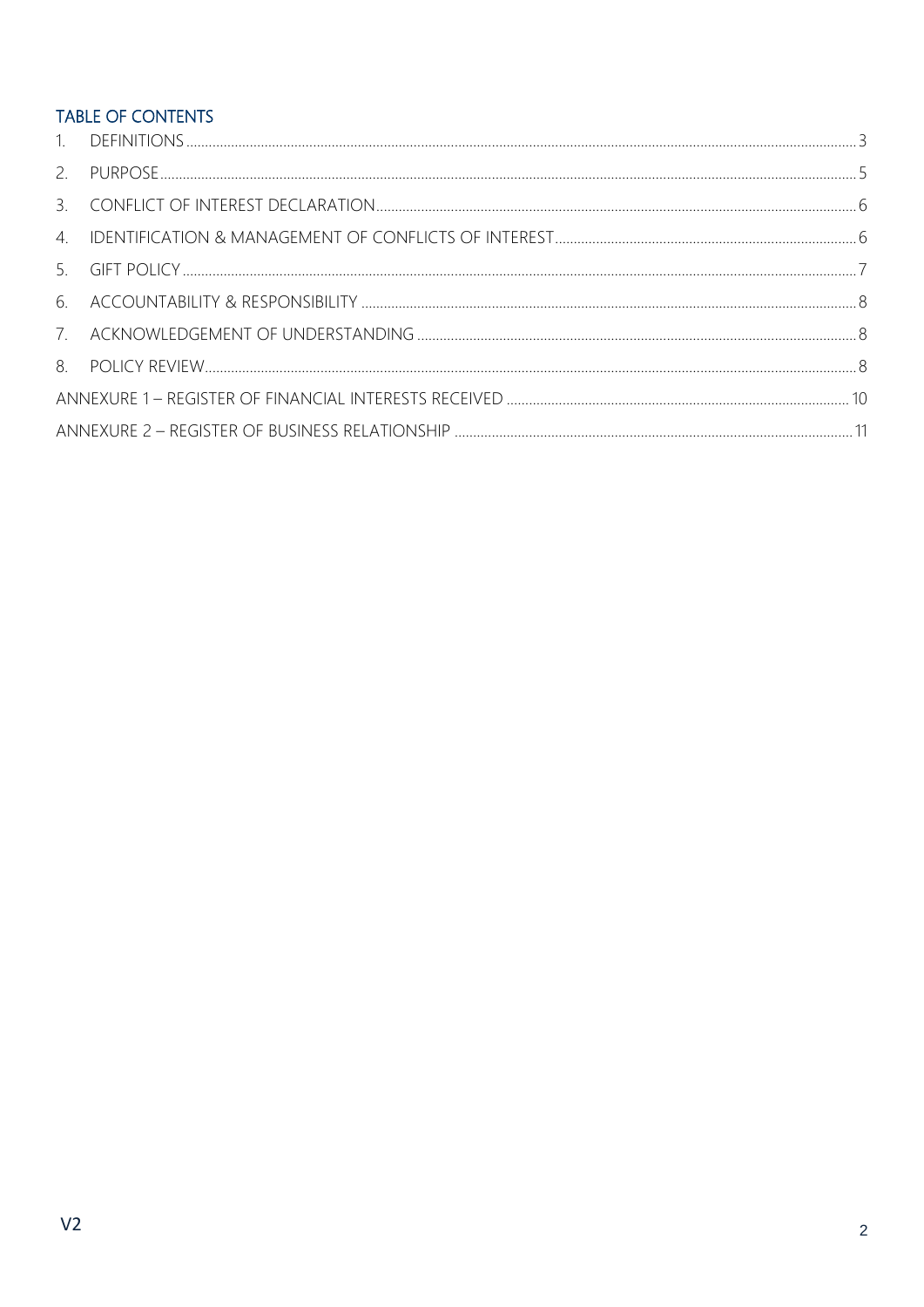## TABLE OF CONTENTS

1. DEFINITIONS ........ 3
2. PURPOSE ........ 5
3. CONFLICT OF INTEREST DECLARATION ........ 6
4. IDENTIFICATION & MANAGEMENT OF CONFLICTS OF INTEREST ........ 6
5. GIFT POLICY ........ 7
6. ACCOUNTABILITY & RESPONSIBILITY ........ 8
7. ACKNOWLEDGEMENT OF UNDERSTANDING ........ 8
8. POLICY REVIEW ........ 8

ANNEXURE 1 – REGISTER OF FINANCIAL INTERESTS RECEIVED ........ 10

ANNEXURE 2 – REGISTER OF BUSINESS RELATIONSHIP ........ 11

V2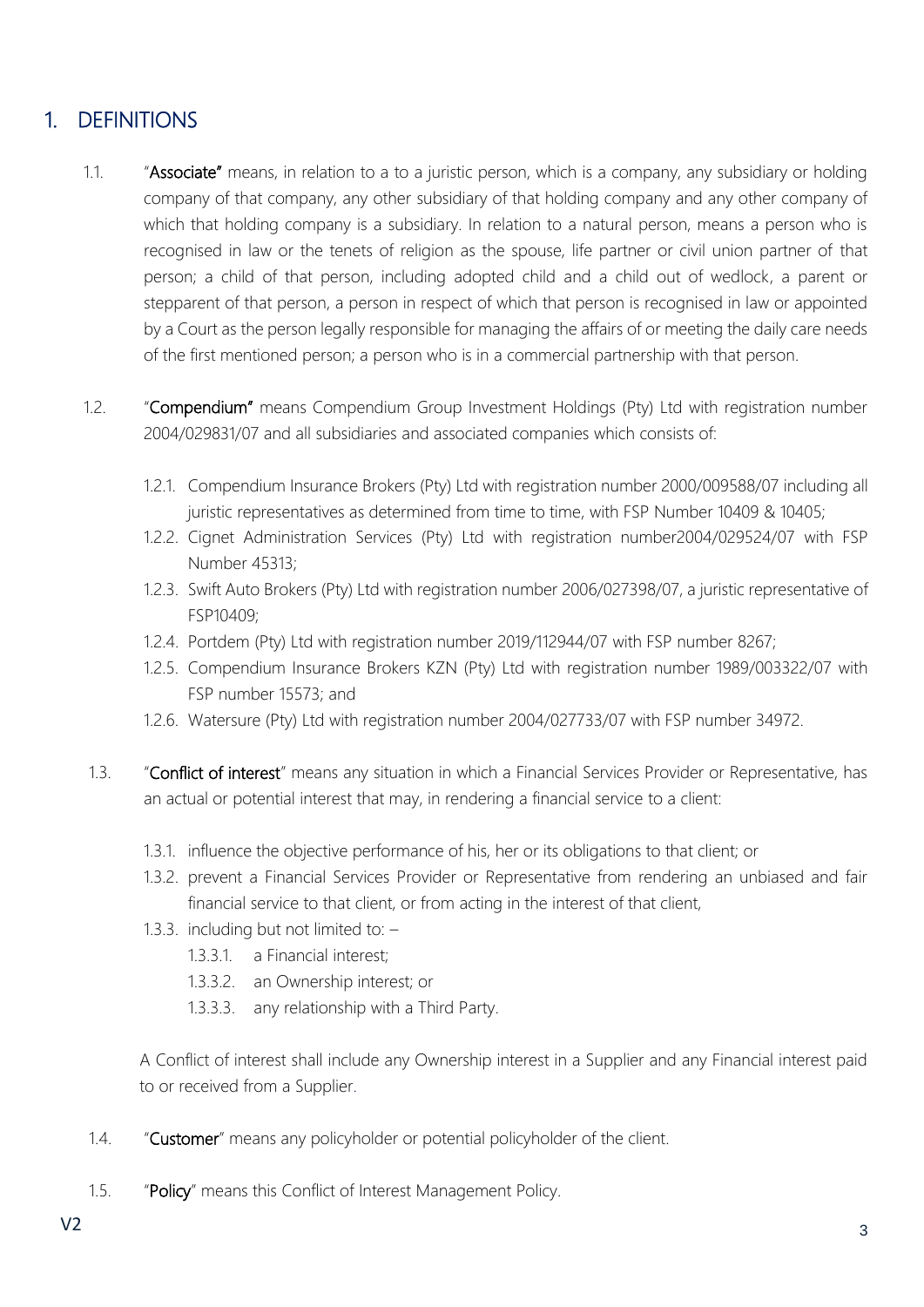# 1. DEFINITIONS

1.1. "**Associate**" means, in relation to a to a juristic person, which is a company, any subsidiary or holding company of that company, any other subsidiary of that holding company and any other company of which that holding company is a subsidiary. In relation to a natural person, means a person who is recognised in law or the tenets of religion as the spouse, life partner or civil union partner of that person; a child of that person, including adopted child and a child out of wedlock, a parent or stepparent of that person, a person in respect of which that person is recognised in law or appointed by a Court as the person legally responsible for managing the affairs of or meeting the daily care needs of the first mentioned person; a person who is in a commercial partnership with that person.

1.2. "**Compendium**" means Compendium Group Investment Holdings (Pty) Ltd with registration number 2004/029831/07 and all subsidiaries and associated companies which consists of:

1.2.1. Compendium Insurance Brokers (Pty) Ltd with registration number 2000/009588/07 including all juristic representatives as determined from time to time, with FSP Number 10409 & 10405;

1.2.2. Cignet Administration Services (Pty) Ltd with registration number2004/029524/07 with FSP Number 45313;

1.2.3. Swift Auto Brokers (Pty) Ltd with registration number 2006/027398/07, a juristic representative of FSP10409;

1.2.4. Portdem (Pty) Ltd with registration number 2019/112944/07 with FSP number 8267;

1.2.5. Compendium Insurance Brokers KZN (Pty) Ltd with registration number 1989/003322/07 with FSP number 15573; and

1.2.6. Watersure (Pty) Ltd with registration number 2004/027733/07 with FSP number 34972.

1.3. "**Conflict of interest**" means any situation in which a Financial Services Provider or Representative, has an actual or potential interest that may, in rendering a financial service to a client:

1.3.1. influence the objective performance of his, her or its obligations to that client; or

1.3.2. prevent a Financial Services Provider or Representative from rendering an unbiased and fair financial service to that client, or from acting in the interest of that client,

1.3.3. including but not limited to: –

1.3.3.1. a Financial interest;

1.3.3.2. an Ownership interest; or

1.3.3.3. any relationship with a Third Party.

A Conflict of interest shall include any Ownership interest in a Supplier and any Financial interest paid to or received from a Supplier.

1.4. "**Customer**" means any policyholder or potential policyholder of the client.

1.5. "**Policy**" means this Conflict of Interest Management Policy.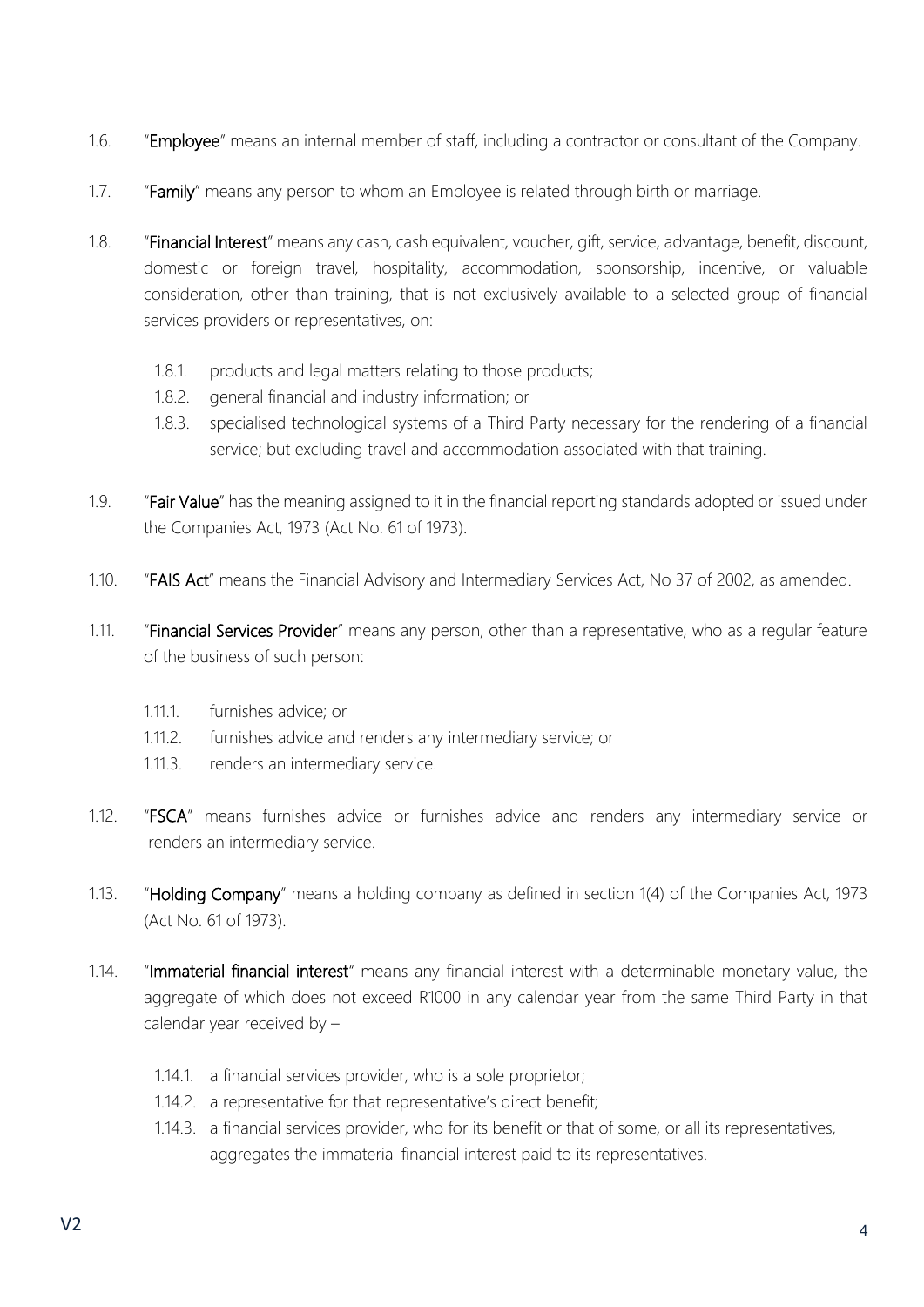1.6. "**Employee**" means an internal member of staff, including a contractor or consultant of the Company.

1.7. "**Family**" means any person to whom an Employee is related through birth or marriage.

1.8. "**Financial Interest**" means any cash, cash equivalent, voucher, gift, service, advantage, benefit, discount, domestic or foreign travel, hospitality, accommodation, sponsorship, incentive, or valuable consideration, other than training, that is not exclusively available to a selected group of financial services providers or representatives, on:

   1.8.1. products and legal matters relating to those products;
   1.8.2. general financial and industry information; or
   1.8.3. specialised technological systems of a Third Party necessary for the rendering of a financial service; but excluding travel and accommodation associated with that training.

1.9. "**Fair Value**" has the meaning assigned to it in the financial reporting standards adopted or issued under the Companies Act, 1973 (Act No. 61 of 1973).

1.10. "**FAIS Act**" means the Financial Advisory and Intermediary Services Act, No 37 of 2002, as amended.

1.11. "**Financial Services Provider**" means any person, other than a representative, who as a regular feature of the business of such person:

   1.11.1. furnishes advice; or
   1.11.2. furnishes advice and renders any intermediary service; or
   1.11.3. renders an intermediary service.

1.12. "**FSCA**" means furnishes advice or furnishes advice and renders any intermediary service or renders an intermediary service.

1.13. "**Holding Company**" means a holding company as defined in section 1(4) of the Companies Act, 1973 (Act No. 61 of 1973).

1.14. "**Immaterial financial interest**" means any financial interest with a determinable monetary value, the aggregate of which does not exceed R1000 in any calendar year from the same Third Party in that calendar year received by –

   1.14.1. a financial services provider, who is a sole proprietor;
   1.14.2. a representative for that representative's direct benefit;
   1.14.3. a financial services provider, who for its benefit or that of some, or all its representatives, aggregates the immaterial financial interest paid to its representatives.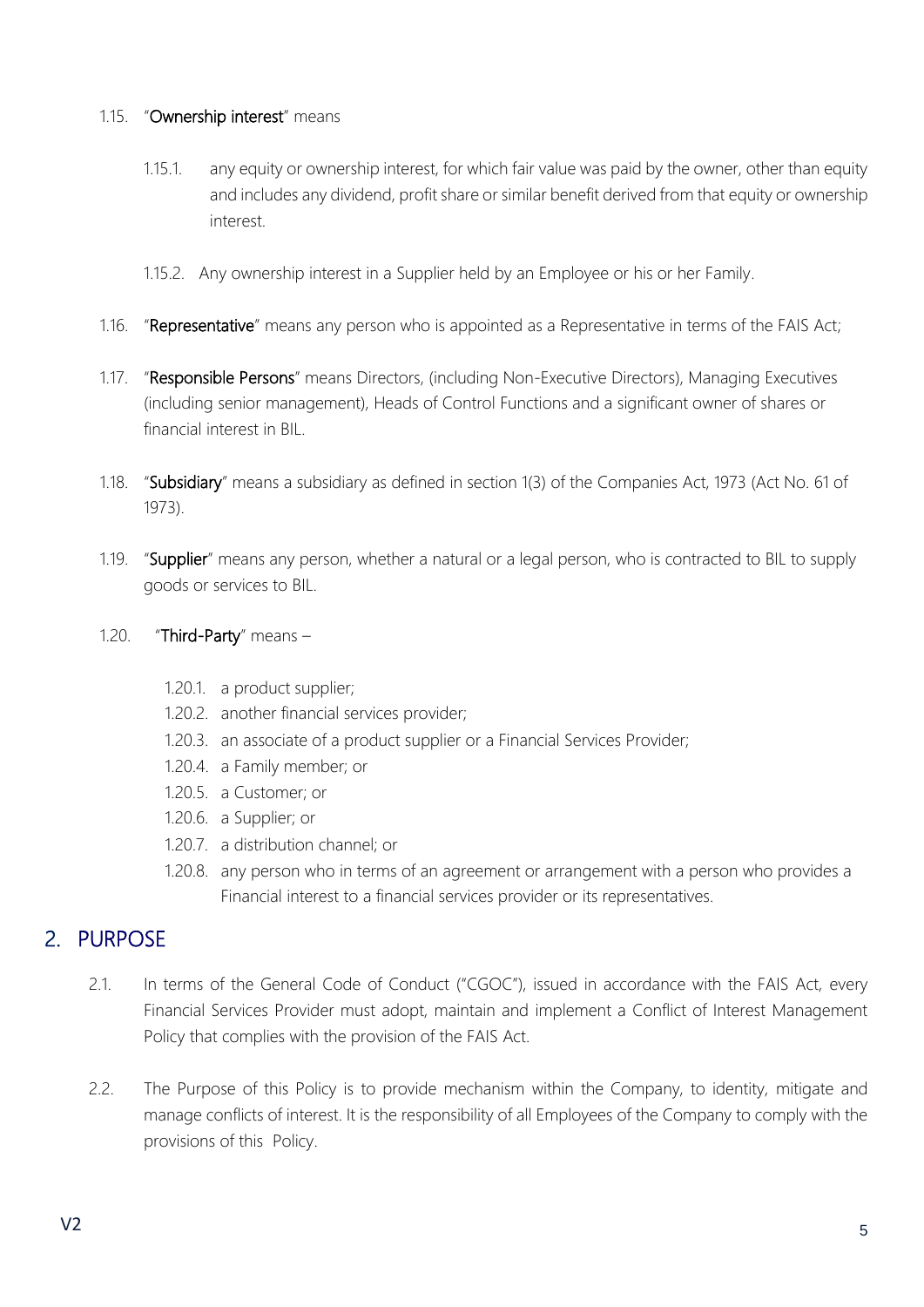1.15. "**Ownership interest**" means

1.15.1. any equity or ownership interest, for which fair value was paid by the owner, other than equity and includes any dividend, profit share or similar benefit derived from that equity or ownership interest.

1.15.2. Any ownership interest in a Supplier held by an Employee or his or her Family.

1.16. "**Representative**" means any person who is appointed as a Representative in terms of the FAIS Act;

1.17. "**Responsible Persons**" means Directors, (including Non-Executive Directors), Managing Executives (including senior management), Heads of Control Functions and a significant owner of shares or financial interest in BIL.

1.18. "**Subsidiary**" means a subsidiary as defined in section 1(3) of the Companies Act, 1973 (Act No. 61 of 1973).

1.19. "**Supplier**" means any person, whether a natural or a legal person, who is contracted to BIL to supply goods or services to BIL.

1.20. "**Third-Party**" means –

1.20.1. a product supplier;
1.20.2. another financial services provider;
1.20.3. an associate of a product supplier or a Financial Services Provider;
1.20.4. a Family member; or
1.20.5. a Customer; or
1.20.6. a Supplier; or
1.20.7. a distribution channel; or
1.20.8. any person who in terms of an agreement or arrangement with a person who provides a Financial interest to a financial services provider or its representatives.

## 2. PURPOSE

2.1. In terms of the General Code of Conduct ("CGOC"), issued in accordance with the FAIS Act, every Financial Services Provider must adopt, maintain and implement a Conflict of Interest Management Policy that complies with the provision of the FAIS Act.

2.2. The Purpose of this Policy is to provide mechanism within the Company, to identity, mitigate and manage conflicts of interest. It is the responsibility of all Employees of the Company to comply with the provisions of this Policy.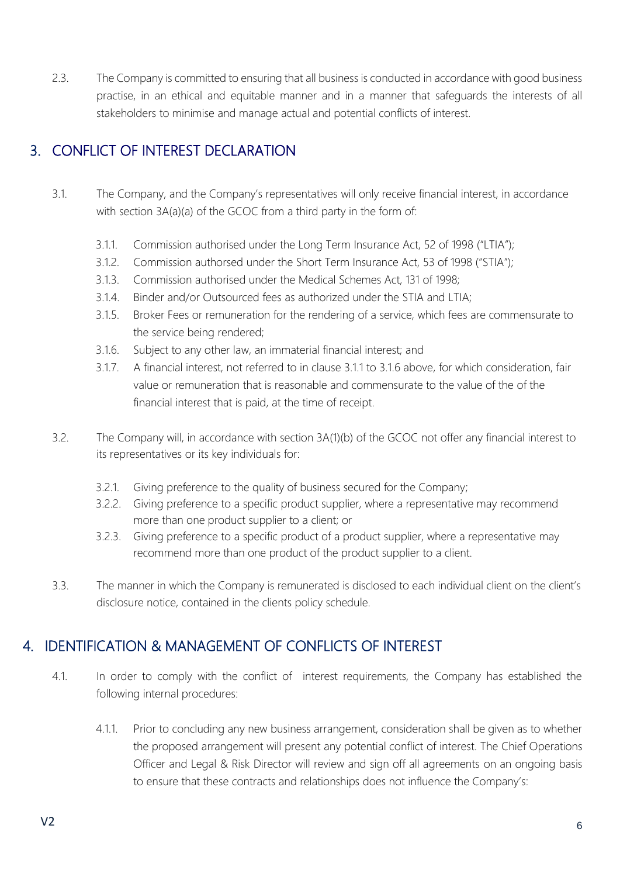2.3. The Company is committed to ensuring that all business is conducted in accordance with good business practise, in an ethical and equitable manner and in a manner that safeguards the interests of all stakeholders to minimise and manage actual and potential conflicts of interest.

## 3. CONFLICT OF INTEREST DECLARATION

3.1. The Company, and the Company's representatives will only receive financial interest, in accordance with section 3A(a)(a) of the GCOC from a third party in the form of:

- 3.1.1. Commission authorised under the Long Term Insurance Act, 52 of 1998 ("LTIA");
- 3.1.2. Commission authorsed under the Short Term Insurance Act, 53 of 1998 ("STIA");
- 3.1.3. Commission authorised under the Medical Schemes Act, 131 of 1998;
- 3.1.4. Binder and/or Outsourced fees as authorized under the STIA and LTIA;
- 3.1.5. Broker Fees or remuneration for the rendering of a service, which fees are commensurate to the service being rendered;
- 3.1.6. Subject to any other law, an immaterial financial interest; and
- 3.1.7. A financial interest, not referred to in clause 3.1.1 to 3.1.6 above, for which consideration, fair value or remuneration that is reasonable and commensurate to the value of the of the financial interest that is paid, at the time of receipt.

3.2. The Company will, in accordance with section 3A(1)(b) of the GCOC not offer any financial interest to its representatives or its key individuals for:

- 3.2.1. Giving preference to the quality of business secured for the Company;
- 3.2.2. Giving preference to a specific product supplier, where a representative may recommend more than one product supplier to a client; or
- 3.2.3. Giving preference to a specific product of a product supplier, where a representative may recommend more than one product of the product supplier to a client.

3.3. The manner in which the Company is remunerated is disclosed to each individual client on the client's disclosure notice, contained in the clients policy schedule.

## 4. IDENTIFICATION & MANAGEMENT OF CONFLICTS OF INTEREST

4.1. In order to comply with the conflict of interest requirements, the Company has established the following internal procedures:

- 4.1.1. Prior to concluding any new business arrangement, consideration shall be given as to whether the proposed arrangement will present any potential conflict of interest. The Chief Operations Officer and Legal & Risk Director will review and sign off all agreements on an ongoing basis to ensure that these contracts and relationships does not influence the Company's: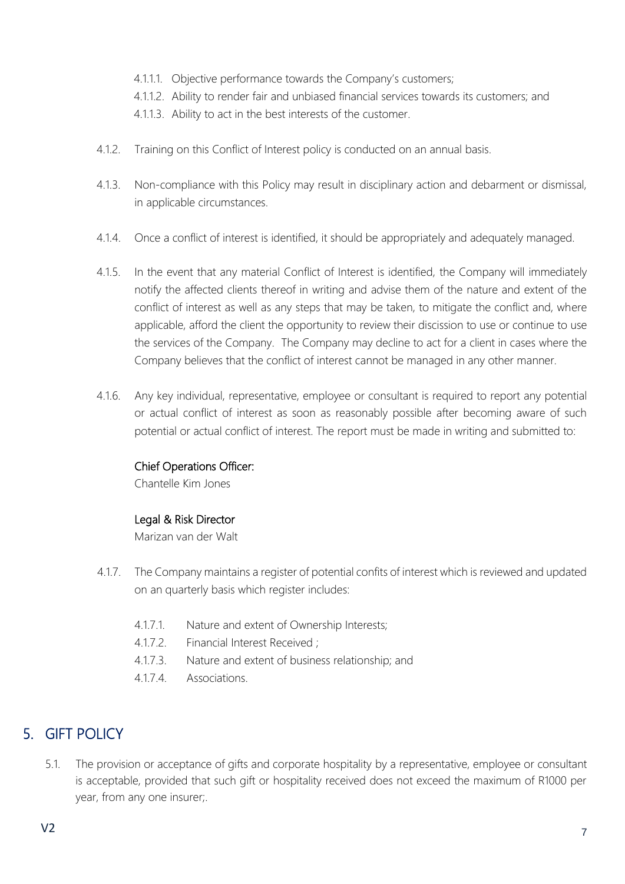4.1.1.1. Objective performance towards the Company's customers;

4.1.1.2. Ability to render fair and unbiased financial services towards its customers; and

4.1.1.3. Ability to act in the best interests of the customer.

4.1.2. Training on this Conflict of Interest policy is conducted on an annual basis.

4.1.3. Non-compliance with this Policy may result in disciplinary action and debarment or dismissal, in applicable circumstances.

4.1.4. Once a conflict of interest is identified, it should be appropriately and adequately managed.

4.1.5. In the event that any material Conflict of Interest is identified, the Company will immediately notify the affected clients thereof in writing and advise them of the nature and extent of the conflict of interest as well as any steps that may be taken, to mitigate the conflict and, where applicable, afford the client the opportunity to review their discission to use or continue to use the services of the Company. The Company may decline to act for a client in cases where the Company believes that the conflict of interest cannot be managed in any other manner.

4.1.6. Any key individual, representative, employee or consultant is required to report any potential or actual conflict of interest as soon as reasonably possible after becoming aware of such potential or actual conflict of interest. The report must be made in writing and submitted to:

Chief Operations Officer:
Chantelle Kim Jones

Legal & Risk Director
Marizan van der Walt

4.1.7. The Company maintains a register of potential confits of interest which is reviewed and updated on an quarterly basis which register includes:

4.1.7.1. Nature and extent of Ownership Interests;

4.1.7.2. Financial Interest Received ;

4.1.7.3. Nature and extent of business relationship; and

4.1.7.4. Associations.

## 5. GIFT POLICY

5.1. The provision or acceptance of gifts and corporate hospitality by a representative, employee or consultant is acceptable, provided that such gift or hospitality received does not exceed the maximum of R1000 per year, from any one insurer;.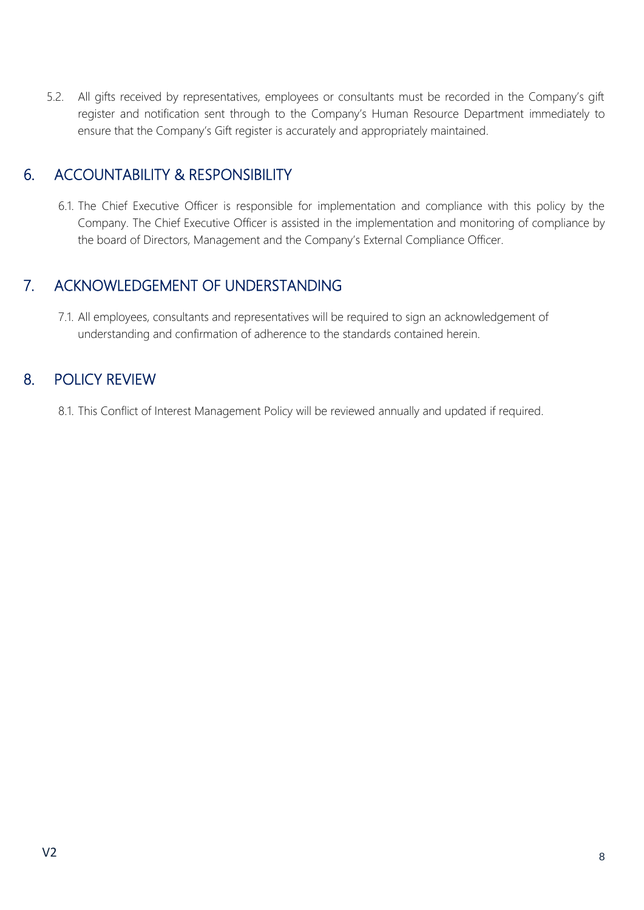5.2. All gifts received by representatives, employees or consultants must be recorded in the Company's gift register and notification sent through to the Company's Human Resource Department immediately to ensure that the Company's Gift register is accurately and appropriately maintained.

## 6. ACCOUNTABILITY & RESPONSIBILITY

6.1. The Chief Executive Officer is responsible for implementation and compliance with this policy by the Company. The Chief Executive Officer is assisted in the implementation and monitoring of compliance by the board of Directors, Management and the Company's External Compliance Officer.

## 7. ACKNOWLEDGEMENT OF UNDERSTANDING

7.1. All employees, consultants and representatives will be required to sign an acknowledgement of understanding and confirmation of adherence to the standards contained herein.

## 8. POLICY REVIEW

8.1. This Conflict of Interest Management Policy will be reviewed annually and updated if required.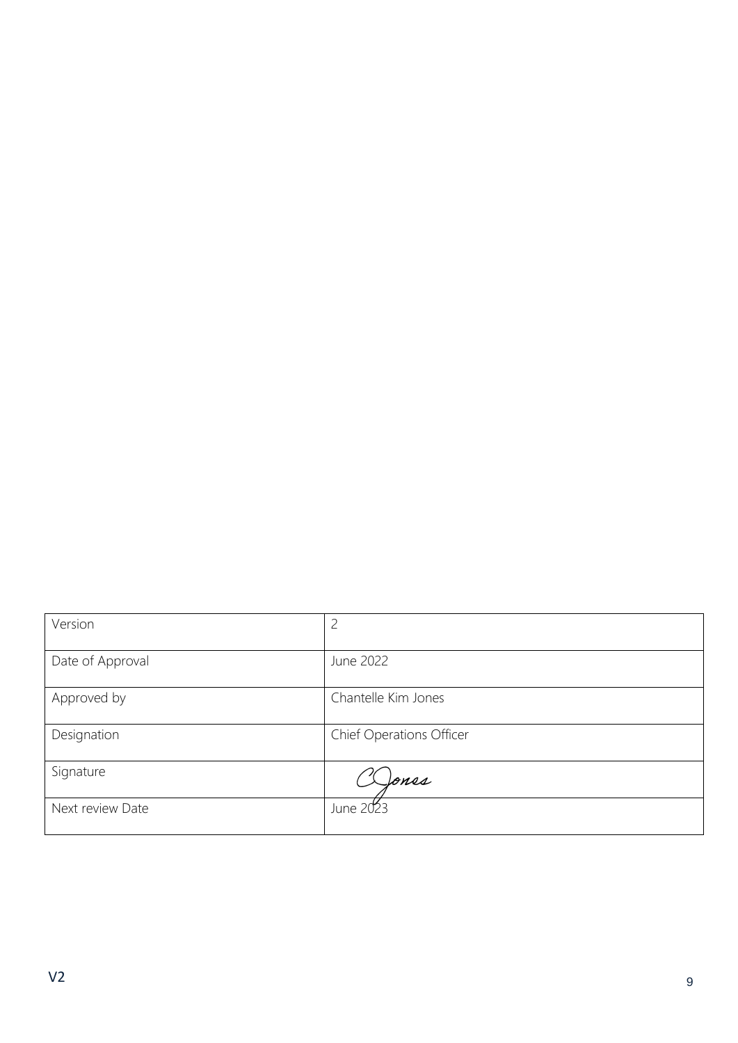| Version | 2 |
| --- | --- |
| Date of Approval | June 2022 |
| Approved by | Chantelle Kim Jones |
| Designation | Chief Operations Officer |
| Signature | CJones |
| Next review Date | June 2023 |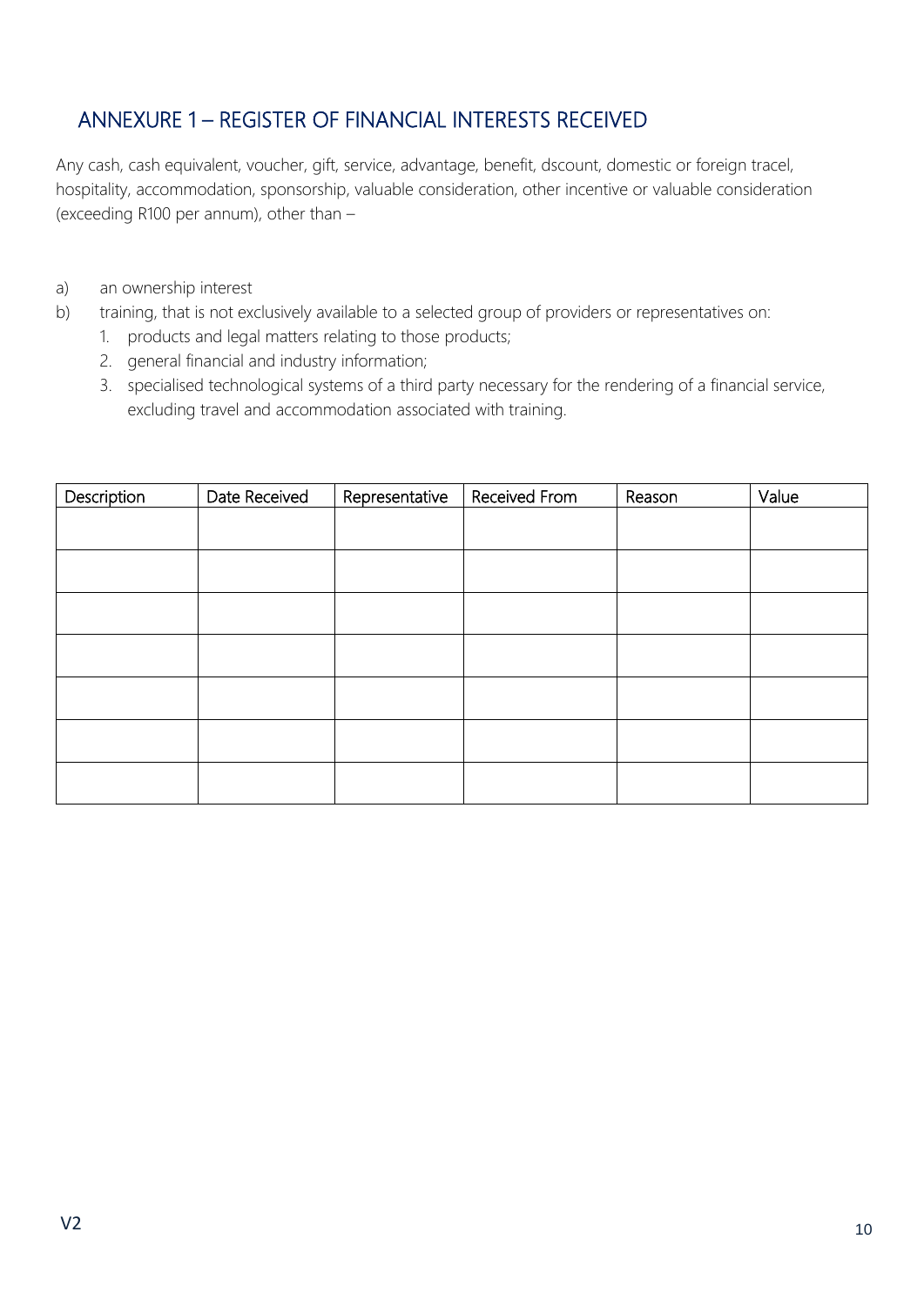## ANNEXURE 1 – REGISTER OF FINANCIAL INTERESTS RECEIVED

Any cash, cash equivalent, voucher, gift, service, advantage, benefit, dscount, domestic or foreign tracel, hospitality, accommodation, sponsorship, valuable consideration, other incentive or valuable consideration (exceeding R100 per annum), other than –

a) an ownership interest
b) training, that is not exclusively available to a selected group of providers or representatives on:
   1. products and legal matters relating to those products;
   2. general financial and industry information;
   3. specialised technological systems of a third party necessary for the rendering of a financial service, excluding travel and accommodation associated with training.

| Description | Date Received | Representative | Received From | Reason | Value |
|---|---|---|---|---|---|
| | | | | | |
| | | | | | |
| | | | | | |
| | | | | | |
| | | | | | |
| | | | | | |
| | | | | | |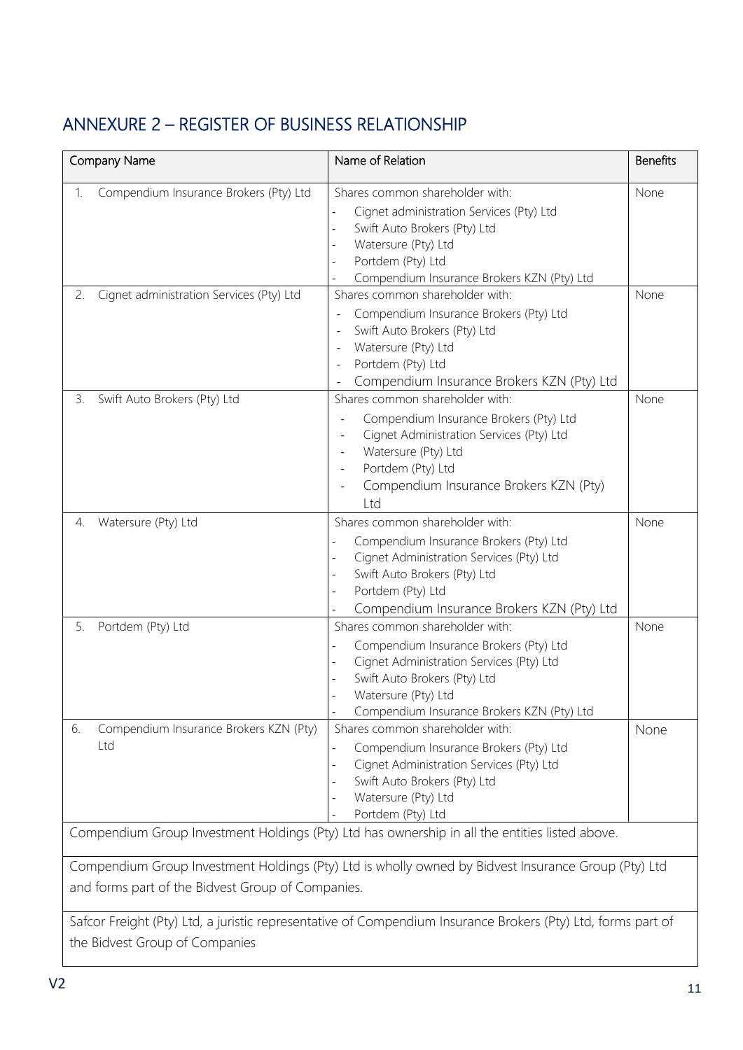## ANNEXURE 2 – REGISTER OF BUSINESS RELATIONSHIP

| Company Name | Name of Relation | Benefits |
|---|---|---|
| 1. Compendium Insurance Brokers (Pty) Ltd | Shares common shareholder with:<br>- Cignet administration Services (Pty) Ltd<br>- Swift Auto Brokers (Pty) Ltd<br>- Watersure (Pty) Ltd<br>- Portdem (Pty) Ltd<br>- Compendium Insurance Brokers KZN (Pty) Ltd | None |
| 2. Cignet administration Services (Pty) Ltd | Shares common shareholder with:<br>- Compendium Insurance Brokers (Pty) Ltd<br>- Swift Auto Brokers (Pty) Ltd<br>- Watersure (Pty) Ltd<br>- Portdem (Pty) Ltd<br>- Compendium Insurance Brokers KZN (Pty) Ltd | None |
| 3. Swift Auto Brokers (Pty) Ltd | Shares common shareholder with:<br>- Compendium Insurance Brokers (Pty) Ltd<br>- Cignet Administration Services (Pty) Ltd<br>- Watersure (Pty) Ltd<br>- Portdem (Pty) Ltd<br>- Compendium Insurance Brokers KZN (Pty) Ltd | None |
| 4. Watersure (Pty) Ltd | Shares common shareholder with:<br>- Compendium Insurance Brokers (Pty) Ltd<br>- Cignet Administration Services (Pty) Ltd<br>- Swift Auto Brokers (Pty) Ltd<br>- Portdem (Pty) Ltd<br>- Compendium Insurance Brokers KZN (Pty) Ltd | None |
| 5. Portdem (Pty) Ltd | Shares common shareholder with:<br>- Compendium Insurance Brokers (Pty) Ltd<br>- Cignet Administration Services (Pty) Ltd<br>- Swift Auto Brokers (Pty) Ltd<br>- Watersure (Pty) Ltd<br>- Compendium Insurance Brokers KZN (Pty) Ltd | None |
| 6. Compendium Insurance Brokers KZN (Pty) Ltd | Shares common shareholder with:<br>- Compendium Insurance Brokers (Pty) Ltd<br>- Cignet Administration Services (Pty) Ltd<br>- Swift Auto Brokers (Pty) Ltd<br>- Watersure (Pty) Ltd<br>- Portdem (Pty) Ltd | None |
| Compendium Group Investment Holdings (Pty) Ltd has ownership in all the entities listed above. | | |
| Compendium Group Investment Holdings (Pty) Ltd is wholly owned by Bidvest Insurance Group (Pty) Ltd and forms part of the Bidvest Group of Companies. | | |
| Safcor Freight (Pty) Ltd, a juristic representative of Compendium Insurance Brokers (Pty) Ltd, forms part of the Bidvest Group of Companies | | |

V2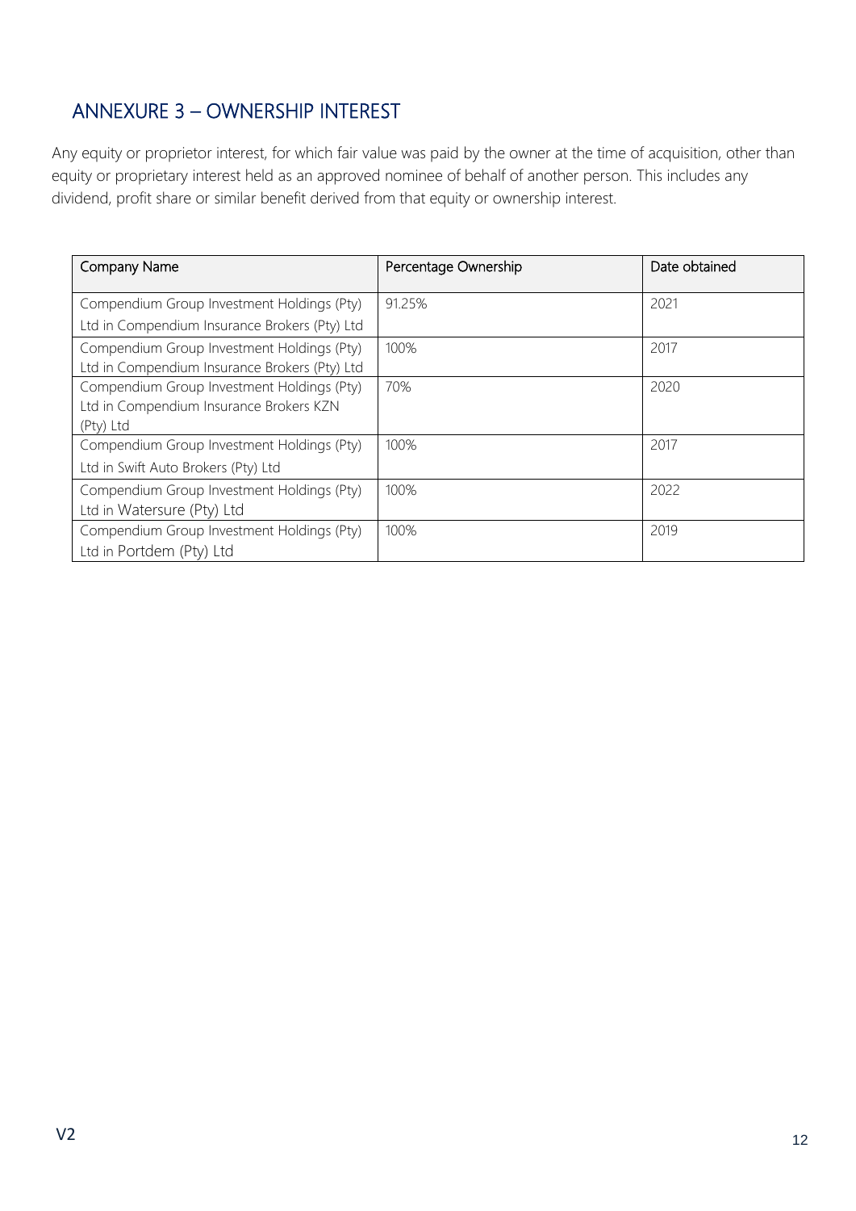## ANNEXURE 3 – OWNERSHIP INTEREST

Any equity or proprietor interest, for which fair value was paid by the owner at the time of acquisition, other than equity or proprietary interest held as an approved nominee of behalf of another person. This includes any dividend, profit share or similar benefit derived from that equity or ownership interest.

| Company Name | Percentage Ownership | Date obtained |
|---|---|---|
| Compendium Group Investment Holdings (Pty) Ltd in Compendium Insurance Brokers (Pty) Ltd | 91.25% | 2021 |
| Compendium Group Investment Holdings (Pty) Ltd in Compendium Insurance Brokers (Pty) Ltd | 100% | 2017 |
| Compendium Group Investment Holdings (Pty) Ltd in Compendium Insurance Brokers KZN (Pty) Ltd | 70% | 2020 |
| Compendium Group Investment Holdings (Pty) Ltd in Swift Auto Brokers (Pty) Ltd | 100% | 2017 |
| Compendium Group Investment Holdings (Pty) Ltd in Watersure (Pty) Ltd | 100% | 2022 |
| Compendium Group Investment Holdings (Pty) Ltd in Portdem (Pty) Ltd | 100% | 2019 |

V2